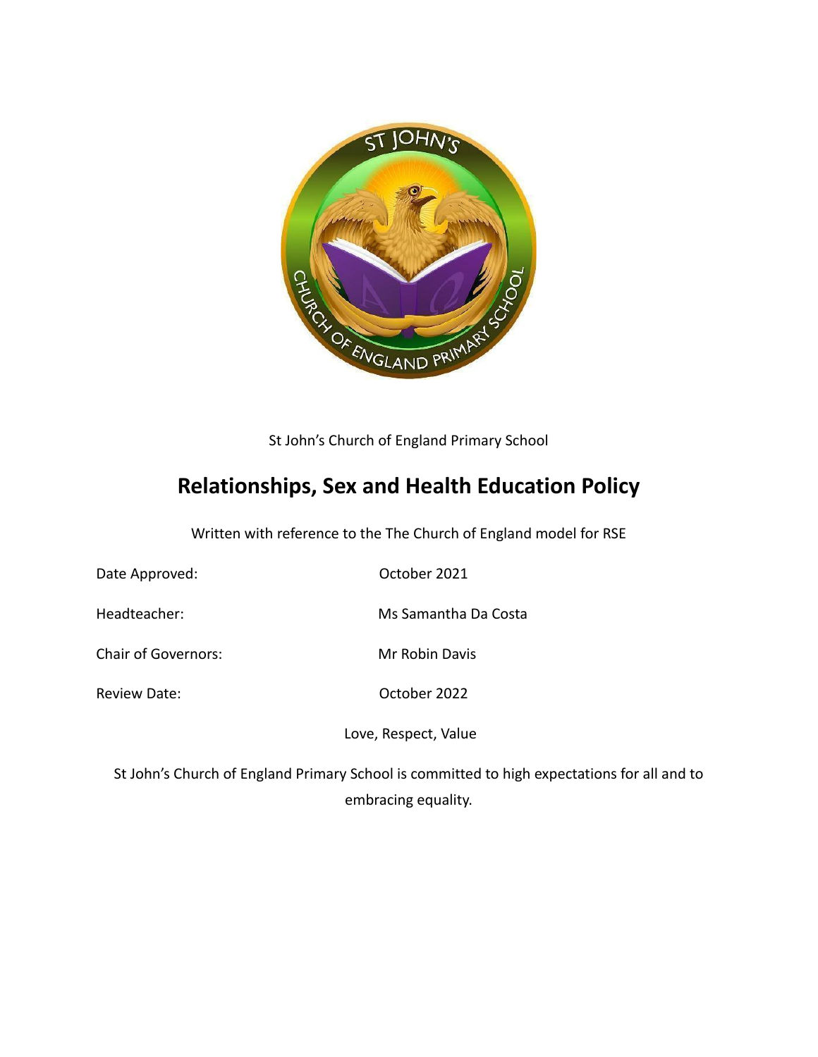St John's Church of England Primary School

# Relationships, Sex and Health Education Policy

Written with reference to the The Church of England model for RSE

| | |
|---|---|
| Date Approved: | October 2021 |
| Headteacher: | Ms Samantha Da Costa |
| Chair of Governors: | Mr Robin Davis |
| Review Date: | October 2022 |

Love, Respect, Value

St John's Church of England Primary School is committed to high expectations for all and to embracing equality.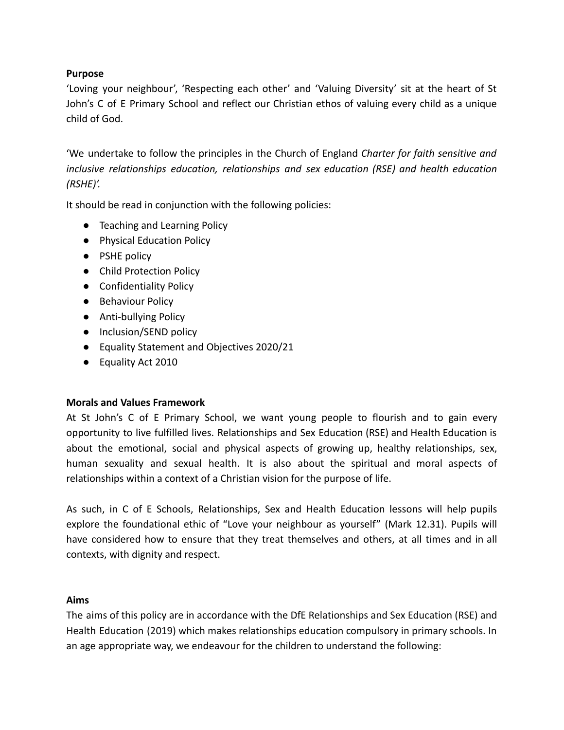**Purpose**

'Loving your neighbour', 'Respecting each other' and 'Valuing Diversity' sit at the heart of St John's C of E Primary School and reflect our Christian ethos of valuing every child as a unique child of God.

'We undertake to follow the principles in the Church of England *Charter for faith sensitive and inclusive relationships education, relationships and sex education (RSE) and health education (RSHE)'.*

It should be read in conjunction with the following policies:

- Teaching and Learning Policy
- Physical Education Policy
- PSHE policy
- Child Protection Policy
- Confidentiality Policy
- Behaviour Policy
- Anti-bullying Policy
- Inclusion/SEND policy
- Equality Statement and Objectives 2020/21
- Equality Act 2010

**Morals and Values Framework**

At St John's C of E Primary School, we want young people to flourish and to gain every opportunity to live fulfilled lives. Relationships and Sex Education (RSE) and Health Education is about the emotional, social and physical aspects of growing up, healthy relationships, sex, human sexuality and sexual health. It is also about the spiritual and moral aspects of relationships within a context of a Christian vision for the purpose of life.

As such, in C of E Schools, Relationships, Sex and Health Education lessons will help pupils explore the foundational ethic of "Love your neighbour as yourself" (Mark 12.31). Pupils will have considered how to ensure that they treat themselves and others, at all times and in all contexts, with dignity and respect.

**Aims**

The aims of this policy are in accordance with the DfE Relationships and Sex Education (RSE) and Health Education (2019) which makes relationships education compulsory in primary schools. In an age appropriate way, we endeavour for the children to understand the following: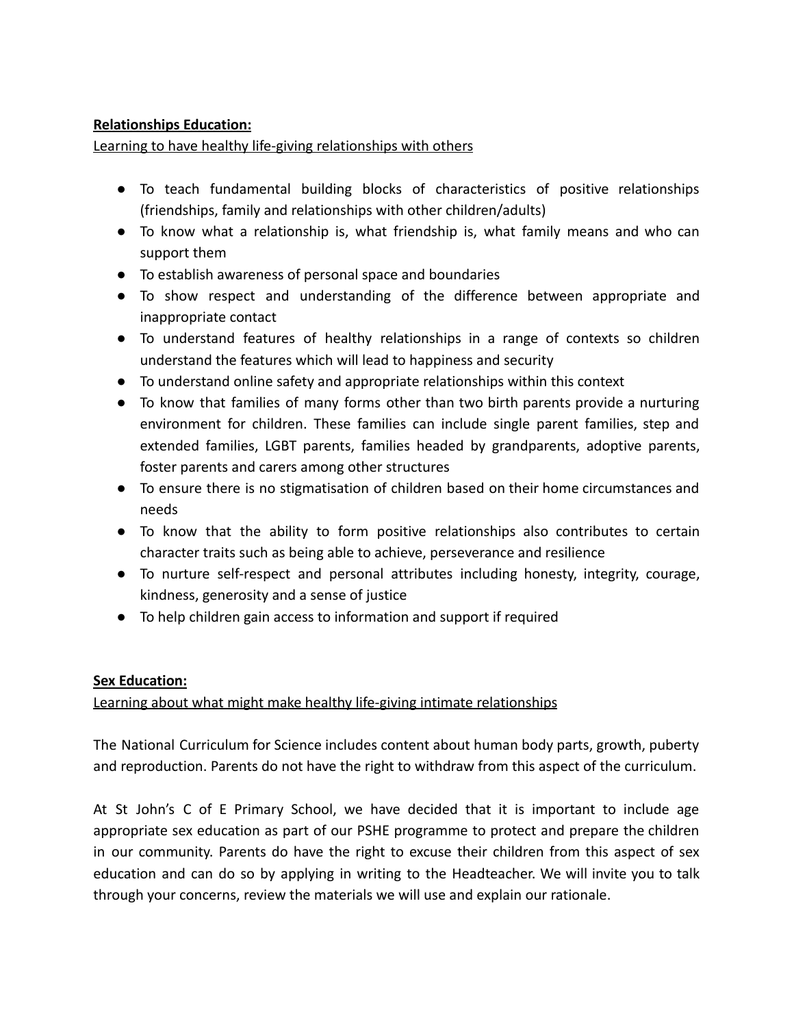**Relationships Education:**

Learning to have healthy life-giving relationships with others

- To teach fundamental building blocks of characteristics of positive relationships (friendships, family and relationships with other children/adults)
- To know what a relationship is, what friendship is, what family means and who can support them
- To establish awareness of personal space and boundaries
- To show respect and understanding of the difference between appropriate and inappropriate contact
- To understand features of healthy relationships in a range of contexts so children understand the features which will lead to happiness and security
- To understand online safety and appropriate relationships within this context
- To know that families of many forms other than two birth parents provide a nurturing environment for children. These families can include single parent families, step and extended families, LGBT parents, families headed by grandparents, adoptive parents, foster parents and carers among other structures
- To ensure there is no stigmatisation of children based on their home circumstances and needs
- To know that the ability to form positive relationships also contributes to certain character traits such as being able to achieve, perseverance and resilience
- To nurture self-respect and personal attributes including honesty, integrity, courage, kindness, generosity and a sense of justice
- To help children gain access to information and support if required

**Sex Education:**

Learning about what might make healthy life-giving intimate relationships

The National Curriculum for Science includes content about human body parts, growth, puberty and reproduction. Parents do not have the right to withdraw from this aspect of the curriculum.

At St John's C of E Primary School, we have decided that it is important to include age appropriate sex education as part of our PSHE programme to protect and prepare the children in our community. Parents do have the right to excuse their children from this aspect of sex education and can do so by applying in writing to the Headteacher. We will invite you to talk through your concerns, review the materials we will use and explain our rationale.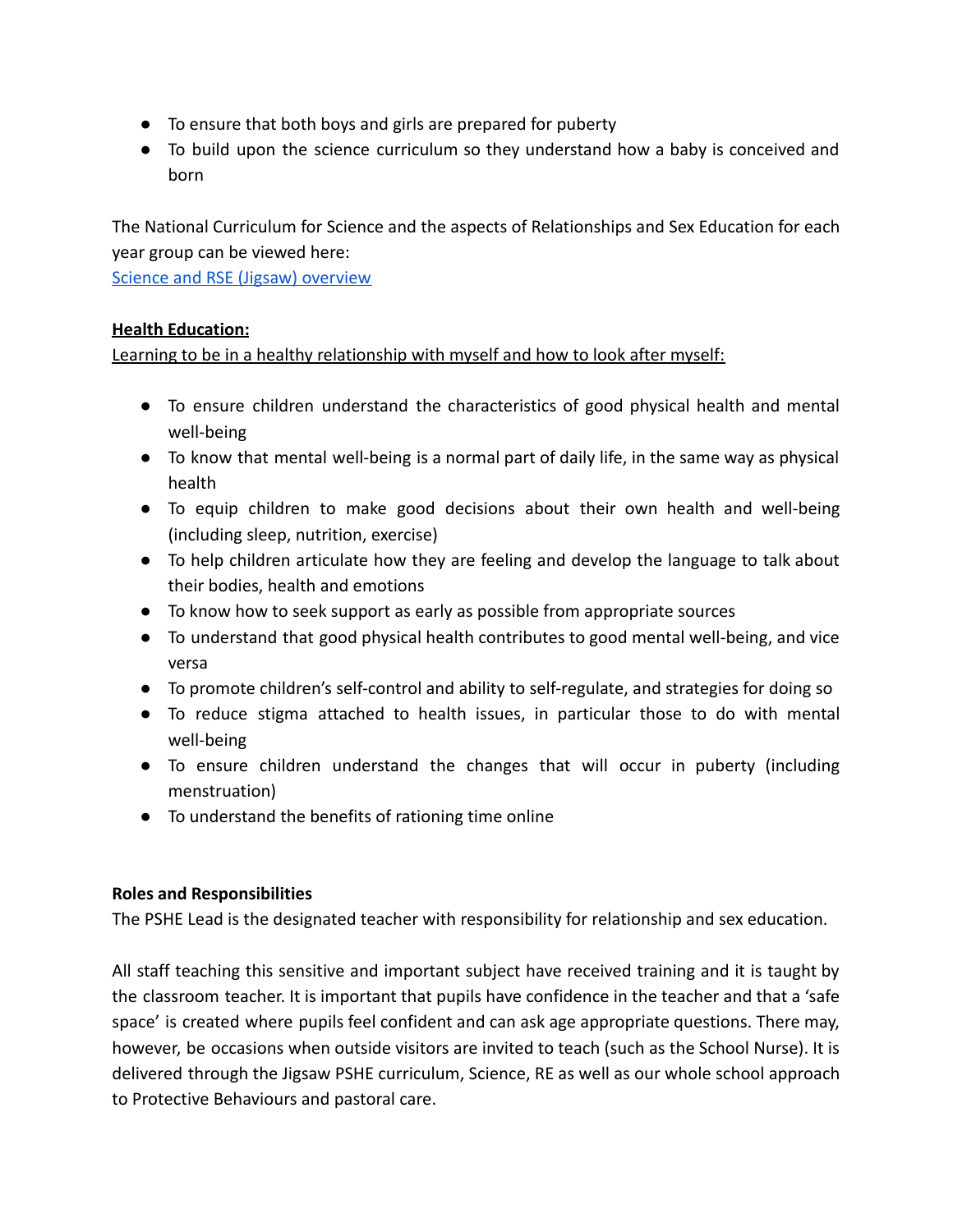- To ensure that both boys and girls are prepared for puberty
- To build upon the science curriculum so they understand how a baby is conceived and born

The National Curriculum for Science and the aspects of Relationships and Sex Education for each year group can be viewed here:
[Science and RSE (Jigsaw) overview]()

**Health Education:**

Learning to be in a healthy relationship with myself and how to look after myself:

- To ensure children understand the characteristics of good physical health and mental well-being
- To know that mental well-being is a normal part of daily life, in the same way as physical health
- To equip children to make good decisions about their own health and well-being (including sleep, nutrition, exercise)
- To help children articulate how they are feeling and develop the language to talk about their bodies, health and emotions
- To know how to seek support as early as possible from appropriate sources
- To understand that good physical health contributes to good mental well-being, and vice versa
- To promote children's self-control and ability to self-regulate, and strategies for doing so
- To reduce stigma attached to health issues, in particular those to do with mental well-being
- To ensure children understand the changes that will occur in puberty (including menstruation)
- To understand the benefits of rationing time online

**Roles and Responsibilities**

The PSHE Lead is the designated teacher with responsibility for relationship and sex education.

All staff teaching this sensitive and important subject have received training and it is taught by the classroom teacher. It is important that pupils have confidence in the teacher and that a 'safe space' is created where pupils feel confident and can ask age appropriate questions. There may, however, be occasions when outside visitors are invited to teach (such as the School Nurse). It is delivered through the Jigsaw PSHE curriculum, Science, RE as well as our whole school approach to Protective Behaviours and pastoral care.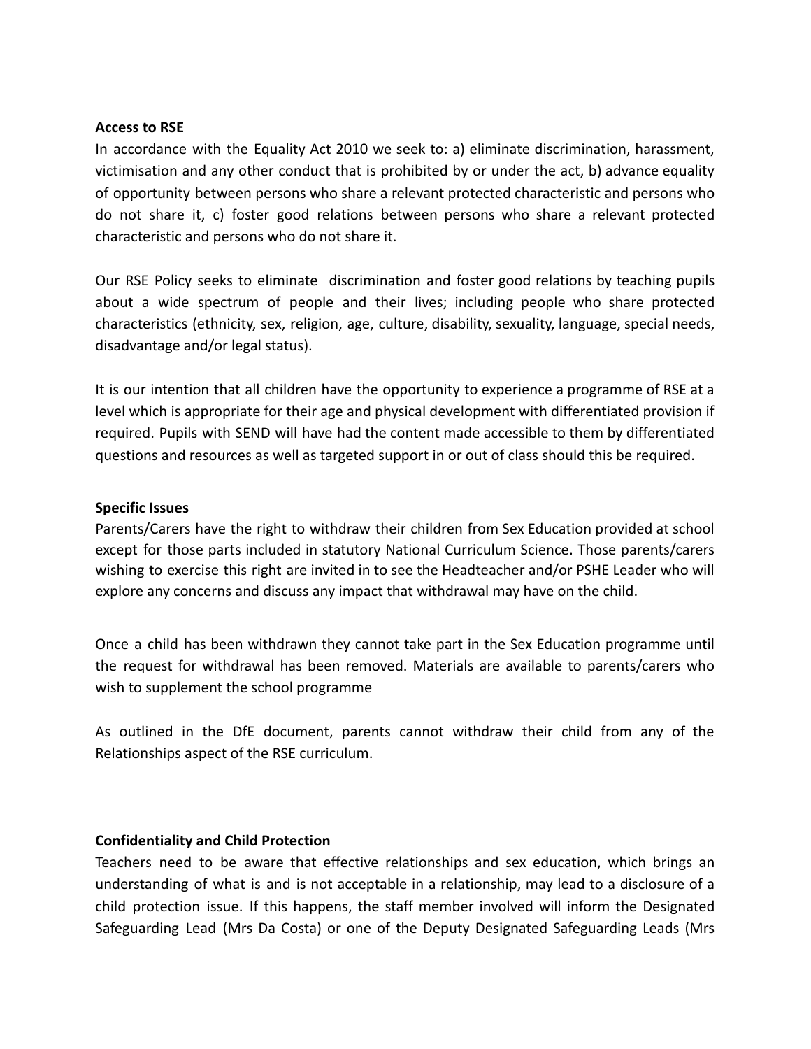**Access to RSE**

In accordance with the Equality Act 2010 we seek to: a) eliminate discrimination, harassment, victimisation and any other conduct that is prohibited by or under the act, b) advance equality of opportunity between persons who share a relevant protected characteristic and persons who do not share it, c) foster good relations between persons who share a relevant protected characteristic and persons who do not share it.

Our RSE Policy seeks to eliminate discrimination and foster good relations by teaching pupils about a wide spectrum of people and their lives; including people who share protected characteristics (ethnicity, sex, religion, age, culture, disability, sexuality, language, special needs, disadvantage and/or legal status).

It is our intention that all children have the opportunity to experience a programme of RSE at a level which is appropriate for their age and physical development with differentiated provision if required. Pupils with SEND will have had the content made accessible to them by differentiated questions and resources as well as targeted support in or out of class should this be required.

**Specific Issues**

Parents/Carers have the right to withdraw their children from Sex Education provided at school except for those parts included in statutory National Curriculum Science. Those parents/carers wishing to exercise this right are invited in to see the Headteacher and/or PSHE Leader who will explore any concerns and discuss any impact that withdrawal may have on the child.

Once a child has been withdrawn they cannot take part in the Sex Education programme until the request for withdrawal has been removed. Materials are available to parents/carers who wish to supplement the school programme

As outlined in the DfE document, parents cannot withdraw their child from any of the Relationships aspect of the RSE curriculum.

**Confidentiality and Child Protection**

Teachers need to be aware that effective relationships and sex education, which brings an understanding of what is and is not acceptable in a relationship, may lead to a disclosure of a child protection issue. If this happens, the staff member involved will inform the Designated Safeguarding Lead (Mrs Da Costa) or one of the Deputy Designated Safeguarding Leads (Mrs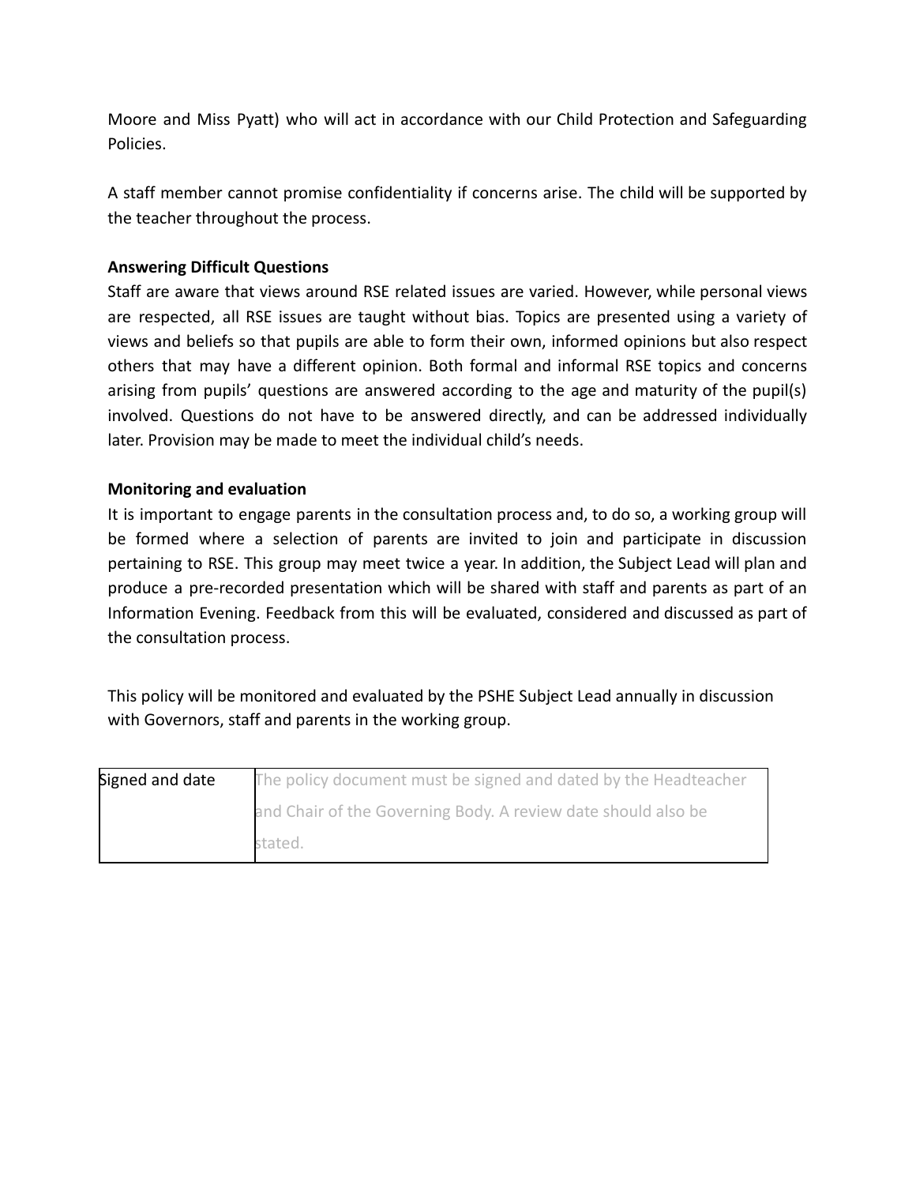Moore and Miss Pyatt) who will act in accordance with our Child Protection and Safeguarding Policies.

A staff member cannot promise confidentiality if concerns arise. The child will be supported by the teacher throughout the process.

**Answering Difficult Questions**
Staff are aware that views around RSE related issues are varied. However, while personal views are respected, all RSE issues are taught without bias. Topics are presented using a variety of views and beliefs so that pupils are able to form their own, informed opinions but also respect others that may have a different opinion. Both formal and informal RSE topics and concerns arising from pupils' questions are answered according to the age and maturity of the pupil(s) involved. Questions do not have to be answered directly, and can be addressed individually later. Provision may be made to meet the individual child's needs.

**Monitoring and evaluation**
It is important to engage parents in the consultation process and, to do so, a working group will be formed where a selection of parents are invited to join and participate in discussion pertaining to RSE. This group may meet twice a year. In addition, the Subject Lead will plan and produce a pre-recorded presentation which will be shared with staff and parents as part of an Information Evening. Feedback from this will be evaluated, considered and discussed as part of the consultation process.

This policy will be monitored and evaluated by the PSHE Subject Lead annually in discussion with Governors, staff and parents in the working group.

| | |
|---|---|
| Signed and date | The policy document must be signed and dated by the Headteacher and Chair of the Governing Body. A review date should also be stated. |